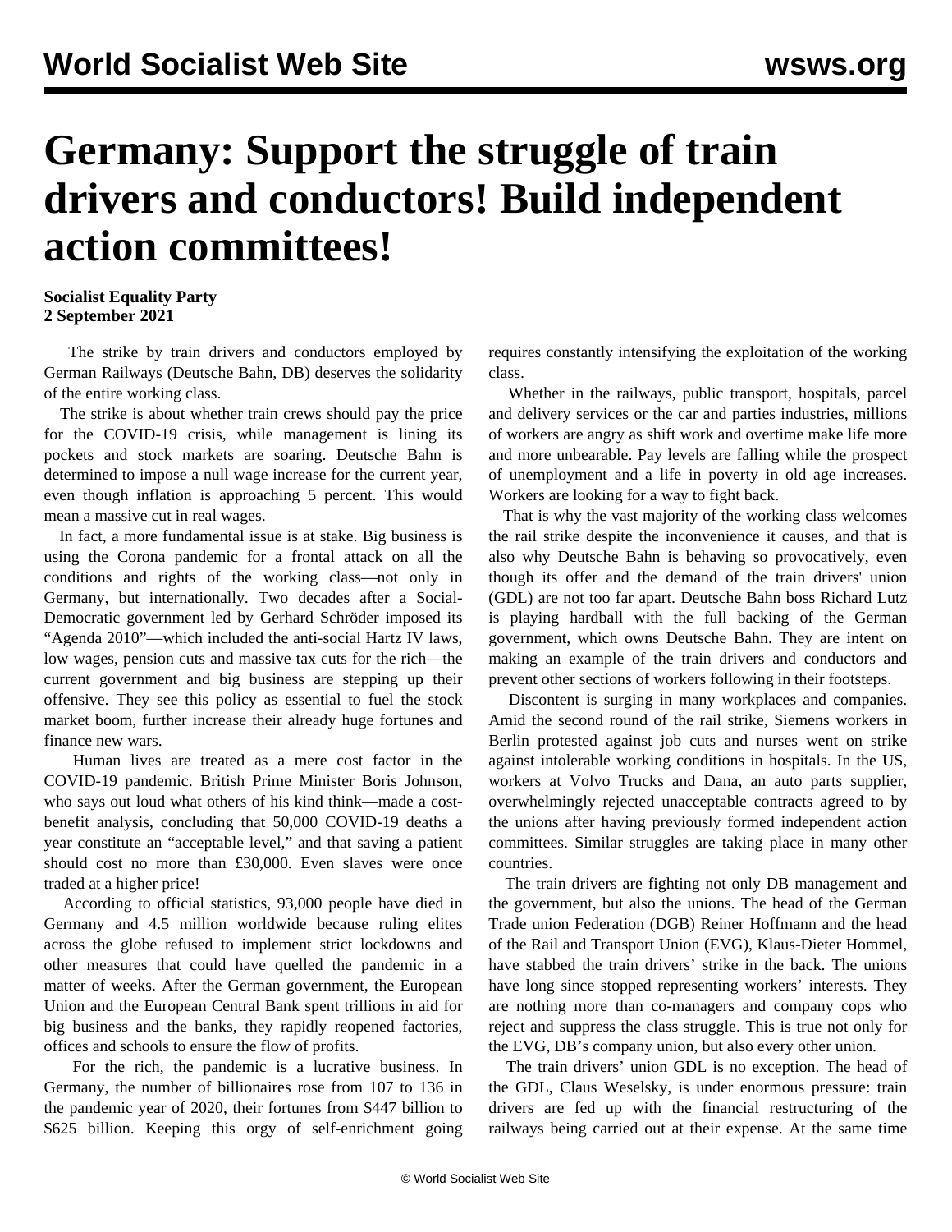# Germany: Support the struggle of train drivers and conductors! Build independent action committees!

**Socialist Equality Party**
**2 September 2021**

The strike by train drivers and conductors employed by German Railways (Deutsche Bahn, DB) deserves the solidarity of the entire working class.

The strike is about whether train crews should pay the price for the COVID-19 crisis, while management is lining its pockets and stock markets are soaring. Deutsche Bahn is determined to impose a null wage increase for the current year, even though inflation is approaching 5 percent. This would mean a massive cut in real wages.

In fact, a more fundamental issue is at stake. Big business is using the Corona pandemic for a frontal attack on all the conditions and rights of the working class—not only in Germany, but internationally. Two decades after a Social-Democratic government led by Gerhard Schröder imposed its "Agenda 2010"—which included the anti-social Hartz IV laws, low wages, pension cuts and massive tax cuts for the rich—the current government and big business are stepping up their offensive. They see this policy as essential to fuel the stock market boom, further increase their already huge fortunes and finance new wars.

Human lives are treated as a mere cost factor in the COVID-19 pandemic. British Prime Minister Boris Johnson, who says out loud what others of his kind think—made a cost-benefit analysis, concluding that 50,000 COVID-19 deaths a year constitute an "acceptable level," and that saving a patient should cost no more than £30,000. Even slaves were once traded at a higher price!

According to official statistics, 93,000 people have died in Germany and 4.5 million worldwide because ruling elites across the globe refused to implement strict lockdowns and other measures that could have quelled the pandemic in a matter of weeks. After the German government, the European Union and the European Central Bank spent trillions in aid for big business and the banks, they rapidly reopened factories, offices and schools to ensure the flow of profits.

For the rich, the pandemic is a lucrative business. In Germany, the number of billionaires rose from 107 to 136 in the pandemic year of 2020, their fortunes from $447 billion to $625 billion. Keeping this orgy of self-enrichment going requires constantly intensifying the exploitation of the working class.

Whether in the railways, public transport, hospitals, parcel and delivery services or the car and parties industries, millions of workers are angry as shift work and overtime make life more and more unbearable. Pay levels are falling while the prospect of unemployment and a life in poverty in old age increases. Workers are looking for a way to fight back.

That is why the vast majority of the working class welcomes the rail strike despite the inconvenience it causes, and that is also why Deutsche Bahn is behaving so provocatively, even though its offer and the demand of the train drivers' union (GDL) are not too far apart. Deutsche Bahn boss Richard Lutz is playing hardball with the full backing of the German government, which owns Deutsche Bahn. They are intent on making an example of the train drivers and conductors and prevent other sections of workers following in their footsteps.

Discontent is surging in many workplaces and companies. Amid the second round of the rail strike, Siemens workers in Berlin protested against job cuts and nurses went on strike against intolerable working conditions in hospitals. In the US, workers at Volvo Trucks and Dana, an auto parts supplier, overwhelmingly rejected unacceptable contracts agreed to by the unions after having previously formed independent action committees. Similar struggles are taking place in many other countries.

The train drivers are fighting not only DB management and the government, but also the unions. The head of the German Trade union Federation (DGB) Reiner Hoffmann and the head of the Rail and Transport Union (EVG), Klaus-Dieter Hommel, have stabbed the train drivers' strike in the back. The unions have long since stopped representing workers' interests. They are nothing more than co-managers and company cops who reject and suppress the class struggle. This is true not only for the EVG, DB's company union, but also every other union.

The train drivers' union GDL is no exception. The head of the GDL, Claus Weselsky, is under enormous pressure: train drivers are fed up with the financial restructuring of the railways being carried out at their expense. At the same time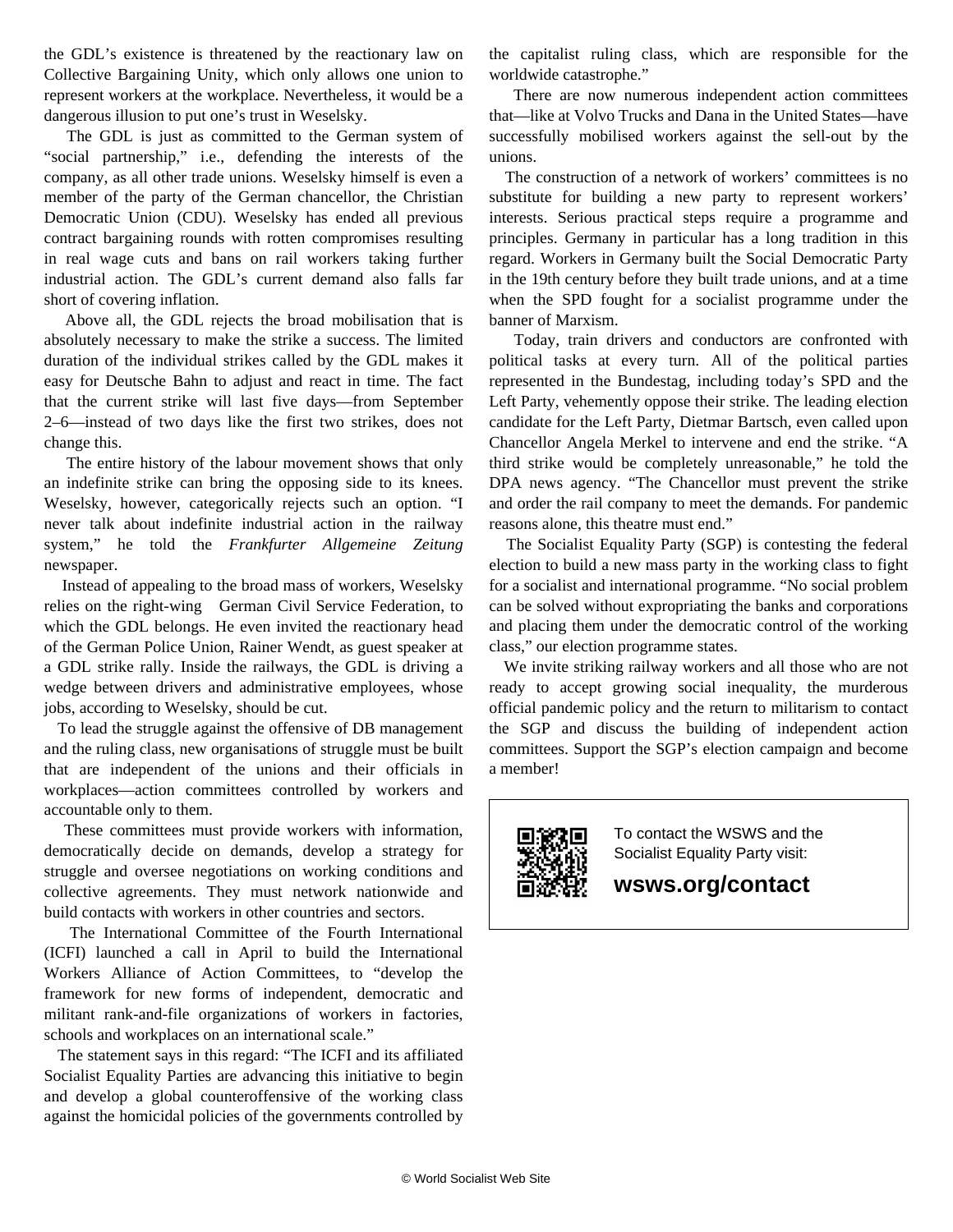the GDL's existence is threatened by the reactionary law on Collective Bargaining Unity, which only allows one union to represent workers at the workplace. Nevertheless, it would be a dangerous illusion to put one's trust in Weselsky.

The GDL is just as committed to the German system of "social partnership," i.e., defending the interests of the company, as all other trade unions. Weselsky himself is even a member of the party of the German chancellor, the Christian Democratic Union (CDU). Weselsky has ended all previous contract bargaining rounds with rotten compromises resulting in real wage cuts and bans on rail workers taking further industrial action. The GDL's current demand also falls far short of covering inflation.

Above all, the GDL rejects the broad mobilisation that is absolutely necessary to make the strike a success. The limited duration of the individual strikes called by the GDL makes it easy for Deutsche Bahn to adjust and react in time. The fact that the current strike will last five days—from September 2–6—instead of two days like the first two strikes, does not change this.

The entire history of the labour movement shows that only an indefinite strike can bring the opposing side to its knees. Weselsky, however, categorically rejects such an option. "I never talk about indefinite industrial action in the railway system," he told the *Frankfurter Allgemeine Zeitung* newspaper.

Instead of appealing to the broad mass of workers, Weselsky relies on the right-wing German Civil Service Federation, to which the GDL belongs. He even invited the reactionary head of the German Police Union, Rainer Wendt, as guest speaker at a GDL strike rally. Inside the railways, the GDL is driving a wedge between drivers and administrative employees, whose jobs, according to Weselsky, should be cut.

To lead the struggle against the offensive of DB management and the ruling class, new organisations of struggle must be built that are independent of the unions and their officials in workplaces—action committees controlled by workers and accountable only to them.

These committees must provide workers with information, democratically decide on demands, develop a strategy for struggle and oversee negotiations on working conditions and collective agreements. They must network nationwide and build contacts with workers in other countries and sectors.

The International Committee of the Fourth International (ICFI) launched a call in April to build the International Workers Alliance of Action Committees, to "develop the framework for new forms of independent, democratic and militant rank-and-file organizations of workers in factories, schools and workplaces on an international scale."

The statement says in this regard: "The ICFI and its affiliated Socialist Equality Parties are advancing this initiative to begin and develop a global counteroffensive of the working class against the homicidal policies of the governments controlled by the capitalist ruling class, which are responsible for the worldwide catastrophe."

There are now numerous independent action committees that—like at Volvo Trucks and Dana in the United States—have successfully mobilised workers against the sell-out by the unions.

The construction of a network of workers' committees is no substitute for building a new party to represent workers' interests. Serious practical steps require a programme and principles. Germany in particular has a long tradition in this regard. Workers in Germany built the Social Democratic Party in the 19th century before they built trade unions, and at a time when the SPD fought for a socialist programme under the banner of Marxism.

Today, train drivers and conductors are confronted with political tasks at every turn. All of the political parties represented in the Bundestag, including today's SPD and the Left Party, vehemently oppose their strike. The leading election candidate for the Left Party, Dietmar Bartsch, even called upon Chancellor Angela Merkel to intervene and end the strike. "A third strike would be completely unreasonable," he told the DPA news agency. "The Chancellor must prevent the strike and order the rail company to meet the demands. For pandemic reasons alone, this theatre must end."

The Socialist Equality Party (SGP) is contesting the federal election to build a new mass party in the working class to fight for a socialist and international programme. "No social problem can be solved without expropriating the banks and corporations and placing them under the democratic control of the working class," our election programme states.

We invite striking railway workers and all those who are not ready to accept growing social inequality, the murderous official pandemic policy and the return to militarism to contact the SGP and discuss the building of independent action committees. Support the SGP's election campaign and become a member!

To contact the WSWS and the Socialist Equality Party visit:

**wsws.org/contact**